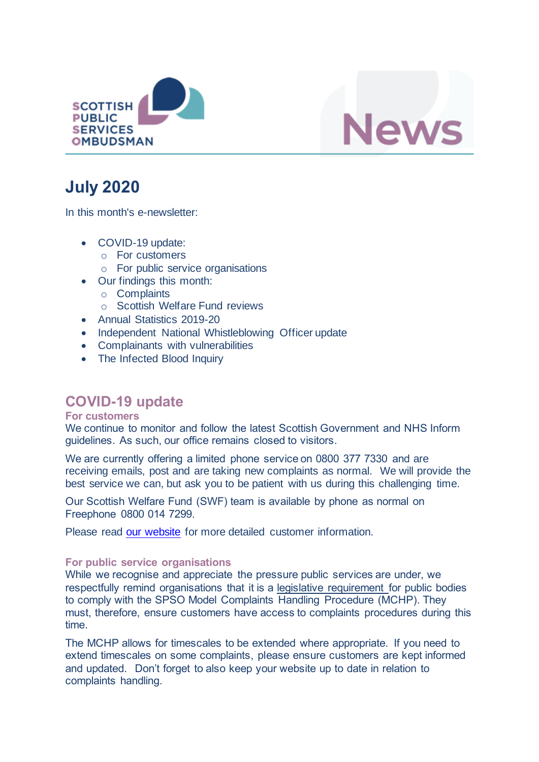SCOTTISH PUBLIC SERVICES OMBUDSMAN

News

# July 2020

In this month's e-newsletter:

- COVID-19 update:
  - For customers
  - For public service organisations
- Our findings this month:
  - Complaints
  - Scottish Welfare Fund reviews
- Annual Statistics 2019-20
- Independent National Whistleblowing Officer update
- Complainants with vulnerabilities
- The Infected Blood Inquiry

## COVID-19 update

### For customers

We continue to monitor and follow the latest Scottish Government and NHS Inform guidelines. As such, our office remains closed to visitors.

We are currently offering a limited phone service on 0800 377 7330 and are receiving emails, post and are taking new complaints as normal. We will provide the best service we can, but ask you to be patient with us during this challenging time.

Our Scottish Welfare Fund (SWF) team is available by phone as normal on Freephone 0800 014 7299.

Please read our website for more detailed customer information.

### For public service organisations

While we recognise and appreciate the pressure public services are under, we respectfully remind organisations that it is a legislative requirement for public bodies to comply with the SPSO Model Complaints Handling Procedure (MCHP). They must, therefore, ensure customers have access to complaints procedures during this time.

The MCHP allows for timescales to be extended where appropriate. If you need to extend timescales on some complaints, please ensure customers are kept informed and updated. Don't forget to also keep your website up to date in relation to complaints handling.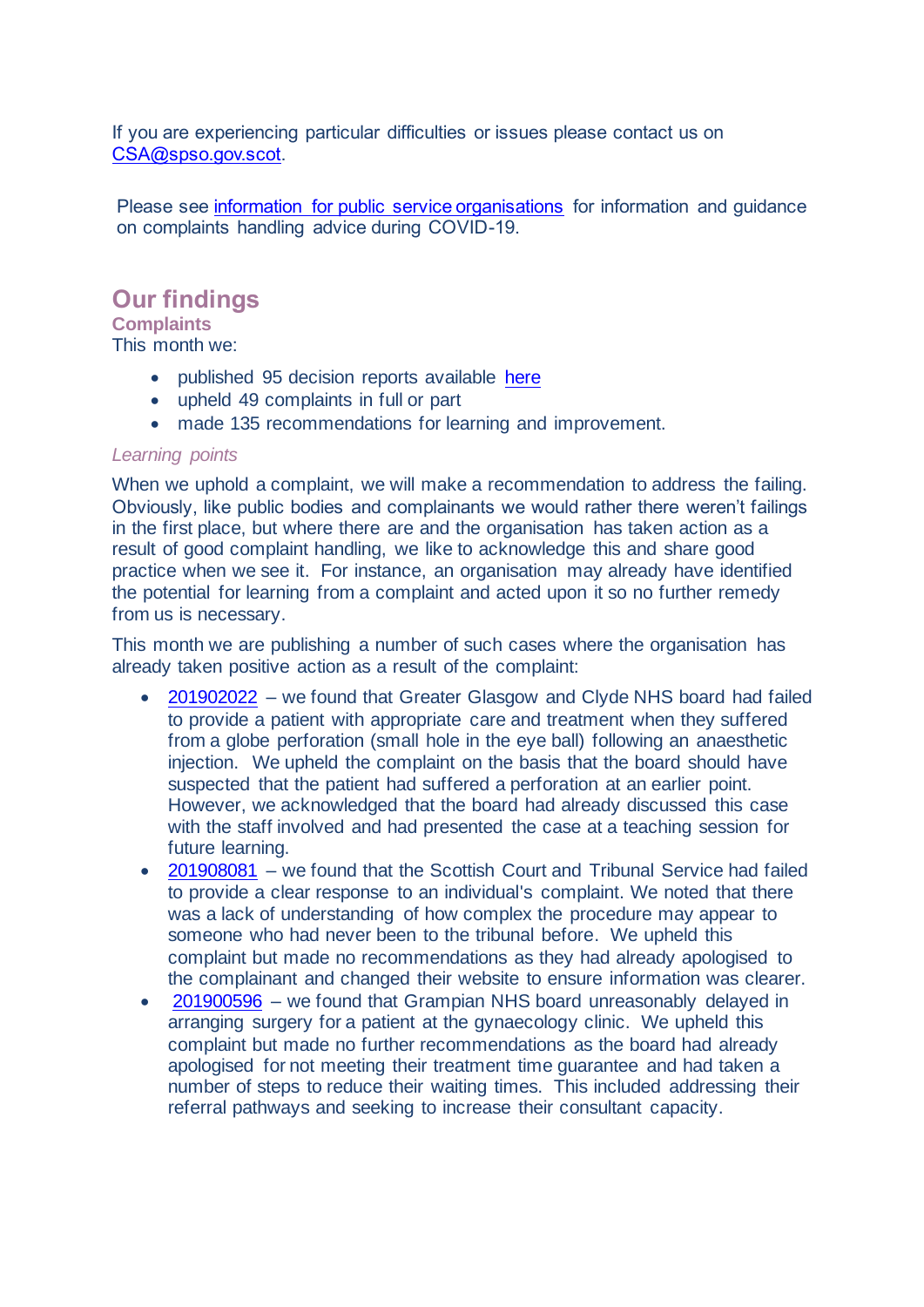If you are experiencing particular difficulties or issues please contact us on CSA@spso.gov.scot.

Please see information for public service organisations for information and guidance on complaints handling advice during COVID-19.

## Our findings

### Complaints

This month we:

- published 95 decision reports available here
- upheld 49 complaints in full or part
- made 135 recommendations for learning and improvement.

*Learning points*

When we uphold a complaint, we will make a recommendation to address the failing. Obviously, like public bodies and complainants we would rather there weren't failings in the first place, but where there are and the organisation has taken action as a result of good complaint handling, we like to acknowledge this and share good practice when we see it. For instance, an organisation may already have identified the potential for learning from a complaint and acted upon it so no further remedy from us is necessary.

This month we are publishing a number of such cases where the organisation has already taken positive action as a result of the complaint:

- 201902022 – we found that Greater Glasgow and Clyde NHS board had failed to provide a patient with appropriate care and treatment when they suffered from a globe perforation (small hole in the eye ball) following an anaesthetic injection. We upheld the complaint on the basis that the board should have suspected that the patient had suffered a perforation at an earlier point. However, we acknowledged that the board had already discussed this case with the staff involved and had presented the case at a teaching session for future learning.
- 201908081 – we found that the Scottish Court and Tribunal Service had failed to provide a clear response to an individual's complaint. We noted that there was a lack of understanding of how complex the procedure may appear to someone who had never been to the tribunal before. We upheld this complaint but made no recommendations as they had already apologised to the complainant and changed their website to ensure information was clearer.
- 201900596 – we found that Grampian NHS board unreasonably delayed in arranging surgery for a patient at the gynaecology clinic. We upheld this complaint but made no further recommendations as the board had already apologised for not meeting their treatment time guarantee and had taken a number of steps to reduce their waiting times. This included addressing their referral pathways and seeking to increase their consultant capacity.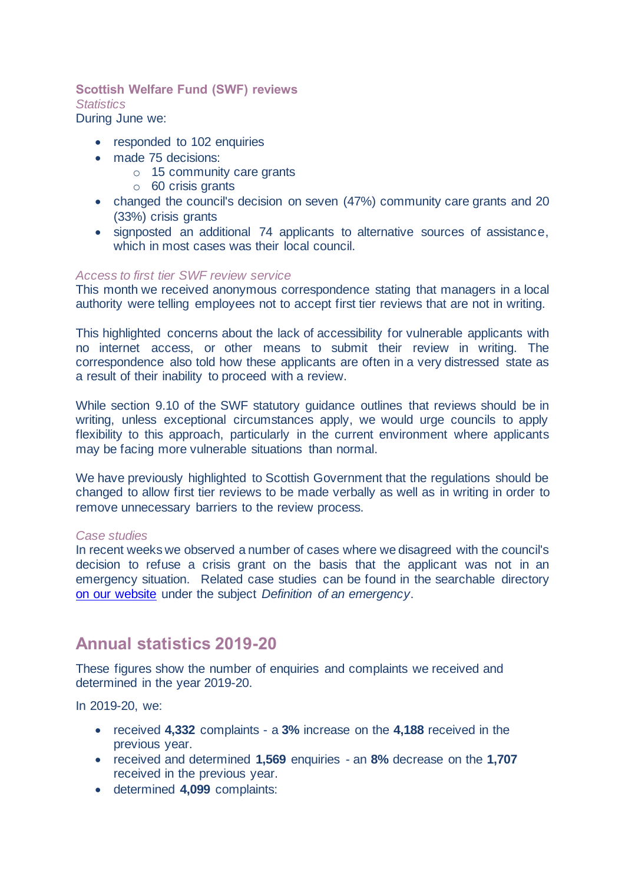### Scottish Welfare Fund (SWF) reviews

*Statistics*

During June we:

- responded to 102 enquiries
- made 75 decisions:
  - 15 community care grants
  - 60 crisis grants
- changed the council's decision on seven (47%) community care grants and 20 (33%) crisis grants
- signposted an additional 74 applicants to alternative sources of assistance, which in most cases was their local council.

*Access to first tier SWF review service*

This month we received anonymous correspondence stating that managers in a local authority were telling employees not to accept first tier reviews that are not in writing.

This highlighted concerns about the lack of accessibility for vulnerable applicants with no internet access, or other means to submit their review in writing. The correspondence also told how these applicants are often in a very distressed state as a result of their inability to proceed with a review.

While section 9.10 of the SWF statutory guidance outlines that reviews should be in writing, unless exceptional circumstances apply, we would urge councils to apply flexibility to this approach, particularly in the current environment where applicants may be facing more vulnerable situations than normal.

We have previously highlighted to Scottish Government that the regulations should be changed to allow first tier reviews to be made verbally as well as in writing in order to remove unnecessary barriers to the review process.

*Case studies*

In recent weeks we observed a number of cases where we disagreed with the council's decision to refuse a crisis grant on the basis that the applicant was not in an emergency situation. Related case studies can be found in the searchable directory on our website under the subject *Definition of an emergency*.

## Annual statistics 2019-20

These figures show the number of enquiries and complaints we received and determined in the year 2019-20.

In 2019-20, we:

- received **4,332** complaints - a **3%** increase on the **4,188** received in the previous year.
- received and determined **1,569** enquiries - an **8%** decrease on the **1,707** received in the previous year.
- determined **4,099** complaints: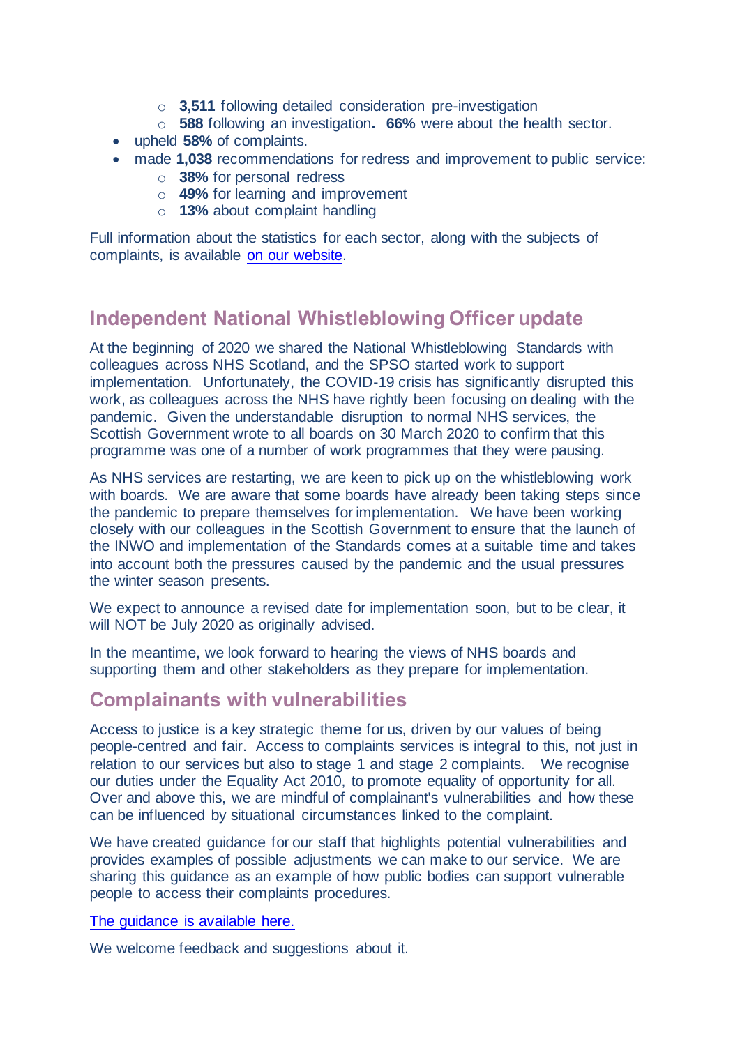- **3,511** following detailed consideration pre-investigation
    - **588** following an investigation**.** **66%** were about the health sector.
- upheld **58%** of complaints.
- made **1,038** recommendations for redress and improvement to public service:
    - **38%** for personal redress
    - **49%** for learning and improvement
    - **13%** about complaint handling

Full information about the statistics for each sector, along with the subjects of complaints, is available [on our website](#).

## Independent National Whistleblowing Officer update

At the beginning of 2020 we shared the National Whistleblowing Standards with colleagues across NHS Scotland, and the SPSO started work to support implementation. Unfortunately, the COVID-19 crisis has significantly disrupted this work, as colleagues across the NHS have rightly been focusing on dealing with the pandemic. Given the understandable disruption to normal NHS services, the Scottish Government wrote to all boards on 30 March 2020 to confirm that this programme was one of a number of work programmes that they were pausing.

As NHS services are restarting, we are keen to pick up on the whistleblowing work with boards. We are aware that some boards have already been taking steps since the pandemic to prepare themselves for implementation. We have been working closely with our colleagues in the Scottish Government to ensure that the launch of the INWO and implementation of the Standards comes at a suitable time and takes into account both the pressures caused by the pandemic and the usual pressures the winter season presents.

We expect to announce a revised date for implementation soon, but to be clear, it will NOT be July 2020 as originally advised.

In the meantime, we look forward to hearing the views of NHS boards and supporting them and other stakeholders as they prepare for implementation.

## Complainants with vulnerabilities

Access to justice is a key strategic theme for us, driven by our values of being people-centred and fair. Access to complaints services is integral to this, not just in relation to our services but also to stage 1 and stage 2 complaints. We recognise our duties under the Equality Act 2010, to promote equality of opportunity for all. Over and above this, we are mindful of complainant's vulnerabilities and how these can be influenced by situational circumstances linked to the complaint.

We have created guidance for our staff that highlights potential vulnerabilities and provides examples of possible adjustments we can make to our service. We are sharing this guidance as an example of how public bodies can support vulnerable people to access their complaints procedures.

[The guidance is available here.](#)

We welcome feedback and suggestions about it.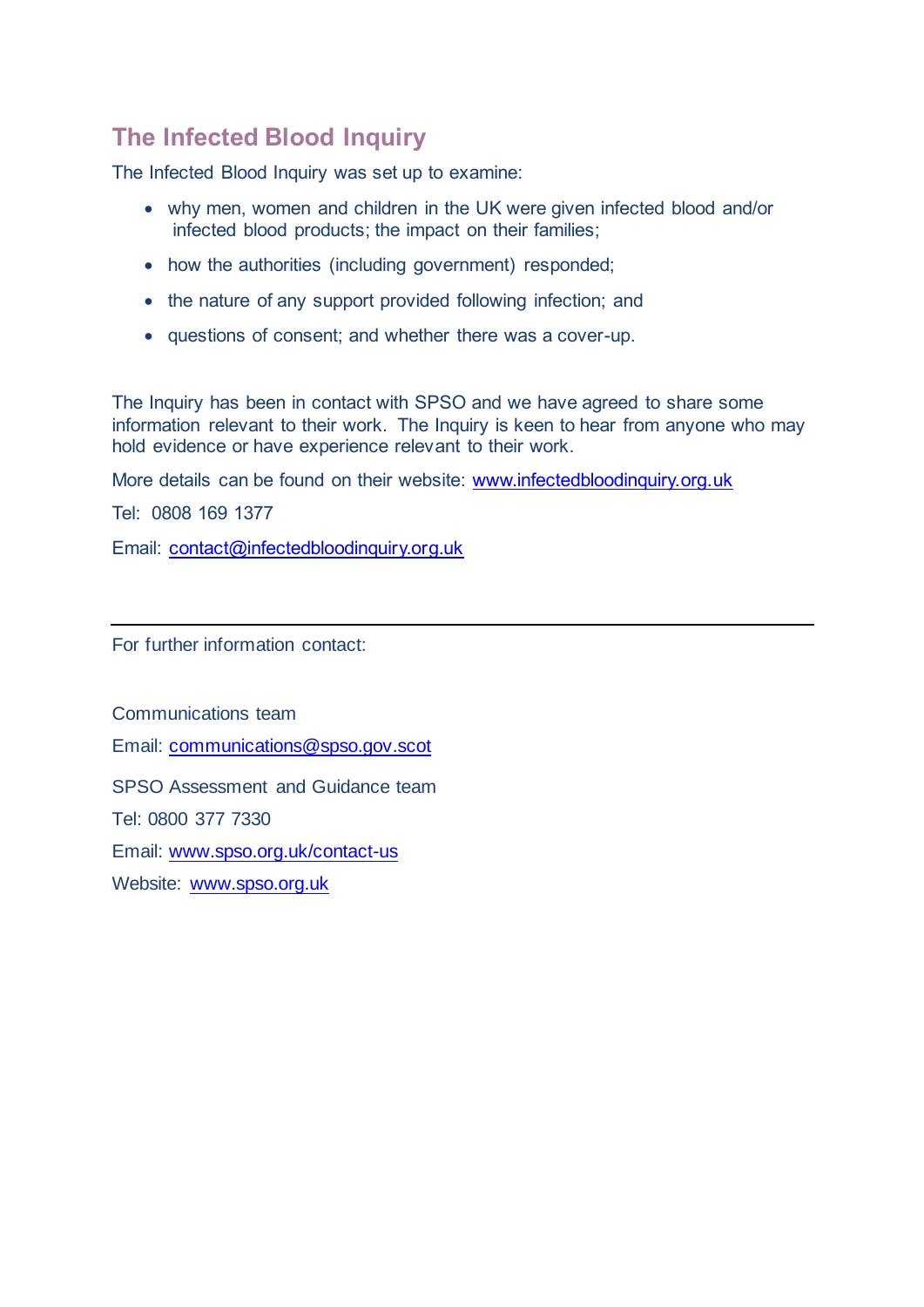## The Infected Blood Inquiry

The Infected Blood Inquiry was set up to examine:

- why men, women and children in the UK were given infected blood and/or infected blood products; the impact on their families;
- how the authorities (including government) responded;
- the nature of any support provided following infection; and
- questions of consent; and whether there was a cover-up.

The Inquiry has been in contact with SPSO and we have agreed to share some information relevant to their work. The Inquiry is keen to hear from anyone who may hold evidence or have experience relevant to their work.

More details can be found on their website: www.infectedbloodinquiry.org.uk

Tel: 0808 169 1377

Email: contact@infectedbloodinquiry.org.uk

---

For further information contact:

Communications team

Email: communications@spso.gov.scot

SPSO Assessment and Guidance team

Tel: 0800 377 7330

Email: www.spso.org.uk/contact-us

Website: www.spso.org.uk